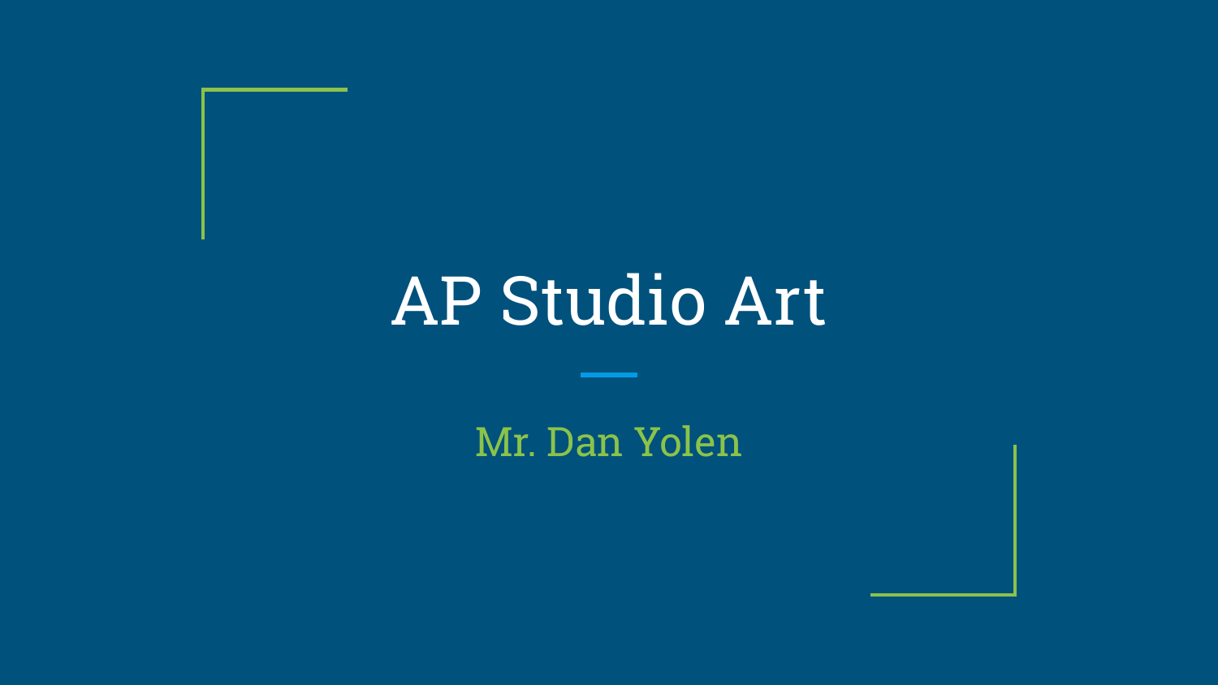# AP Studio Art

Mr. Dan Yolen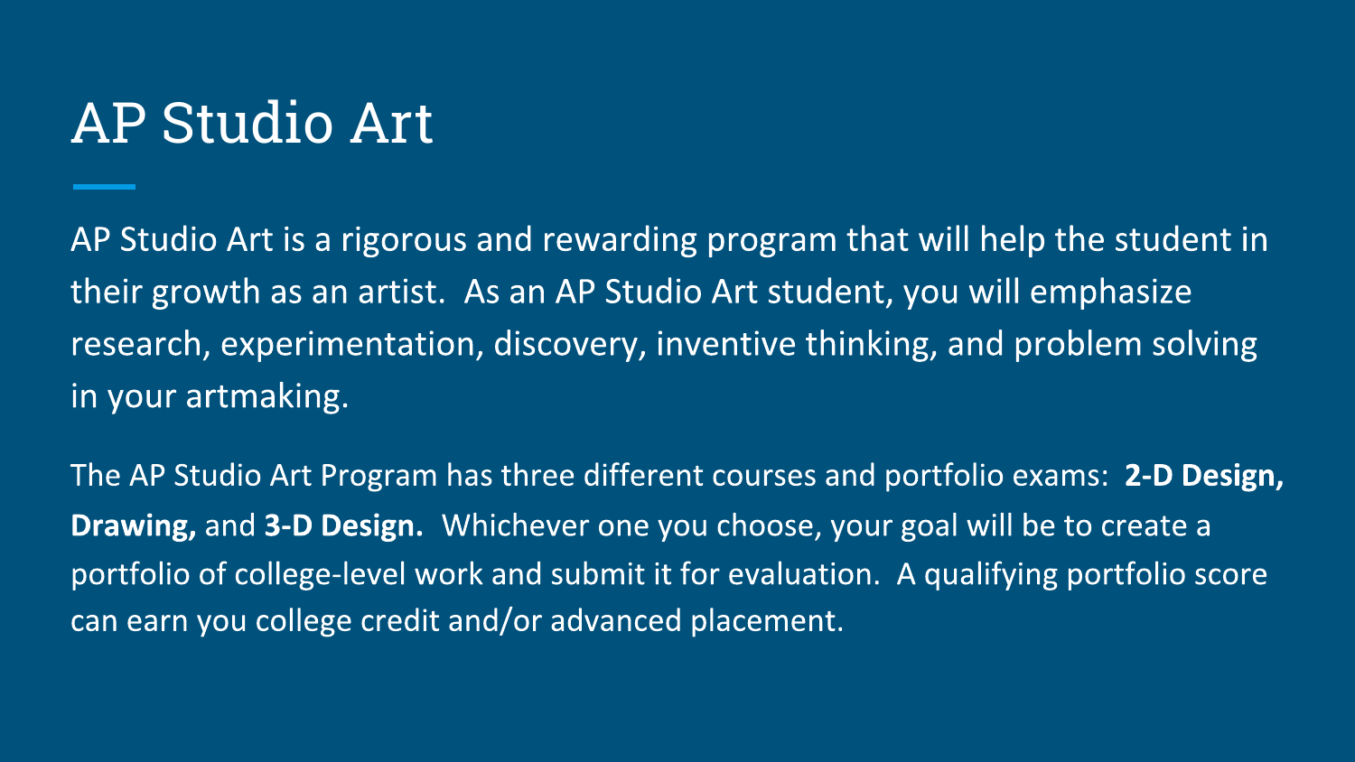# AP Studio Art

AP Studio Art is a rigorous and rewarding program that will help the student in their growth as an artist. As an AP Studio Art student, you will emphasize research, experimentation, discovery, inventive thinking, and problem solving in your artmaking.

The AP Studio Art Program has three different courses and portfolio exams: **2-D Design, Drawing,** and **3-D Design.** Whichever one you choose, your goal will be to create a portfolio of college-level work and submit it for evaluation. A qualifying portfolio score can earn you college credit and/or advanced placement.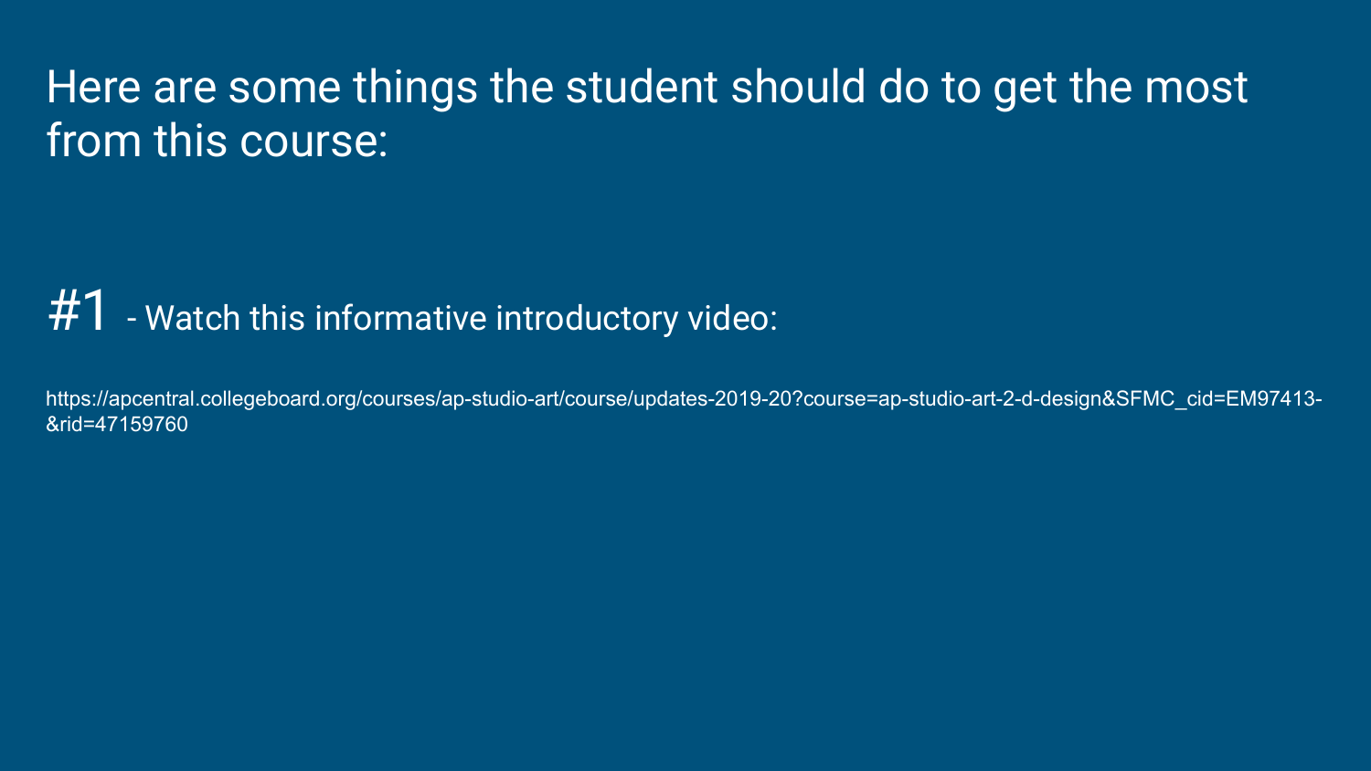## Here are some things the student should do to get the most from this course:

#1 - Watch this informative introductory video:

https://apcentral.collegeboard.org/courses/ap-studio-art/course/updates-2019-20?course=ap-studio-art-2-d-design&SFMC_cid=EM97413-&rid=47159760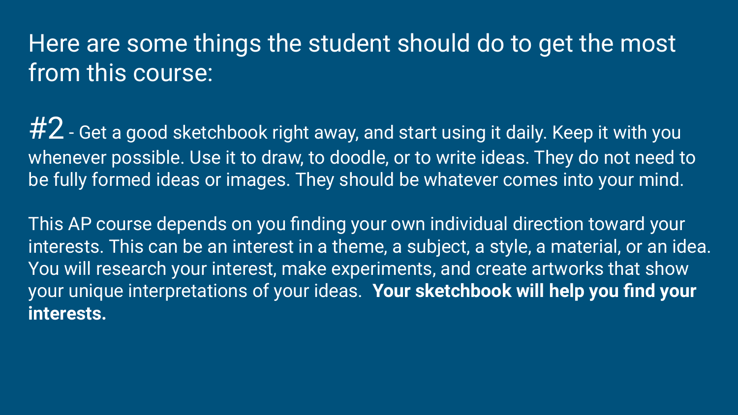# Here are some things the student should do to get the most from this course:

**#2** - Get a good sketchbook right away, and start using it daily. Keep it with you whenever possible. Use it to draw, to doodle, or to write ideas. They do not need to be fully formed ideas or images. They should be whatever comes into your mind.

This AP course depends on you finding your own individual direction toward your interests. This can be an interest in a theme, a subject, a style, a material, or an idea. You will research your interest, make experiments, and create artworks that show your unique interpretations of your ideas. **Your sketchbook will help you find your interests.**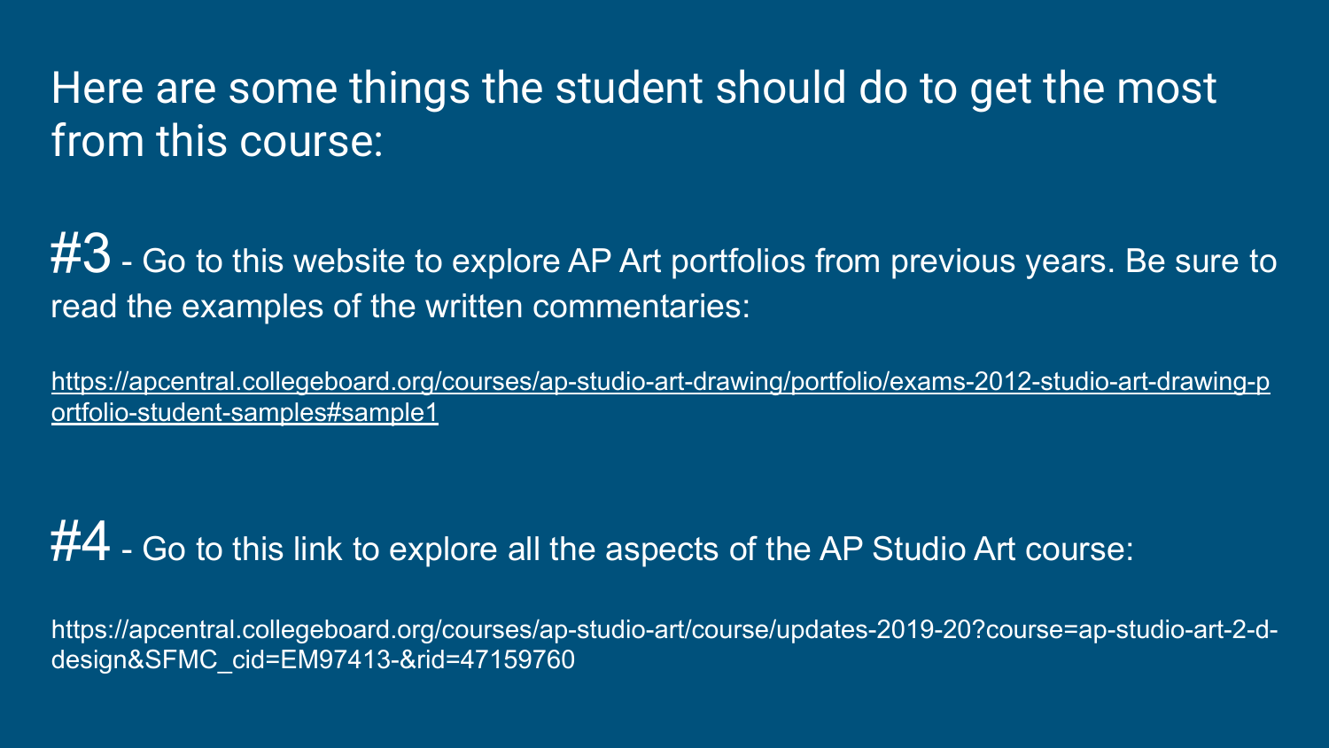Here are some things the student should do to get the most from this course:

#3 - Go to this website to explore AP Art portfolios from previous years. Be sure to read the examples of the written commentaries:

https://apcentral.collegeboard.org/courses/ap-studio-art-drawing/portfolio/exams-2012-studio-art-drawing-portfolio-student-samples#sample1

#4 - Go to this link to explore all the aspects of the AP Studio Art course:

https://apcentral.collegeboard.org/courses/ap-studio-art/course/updates-2019-20?course=ap-studio-art-2-d-design&SFMC_cid=EM97413-&rid=47159760